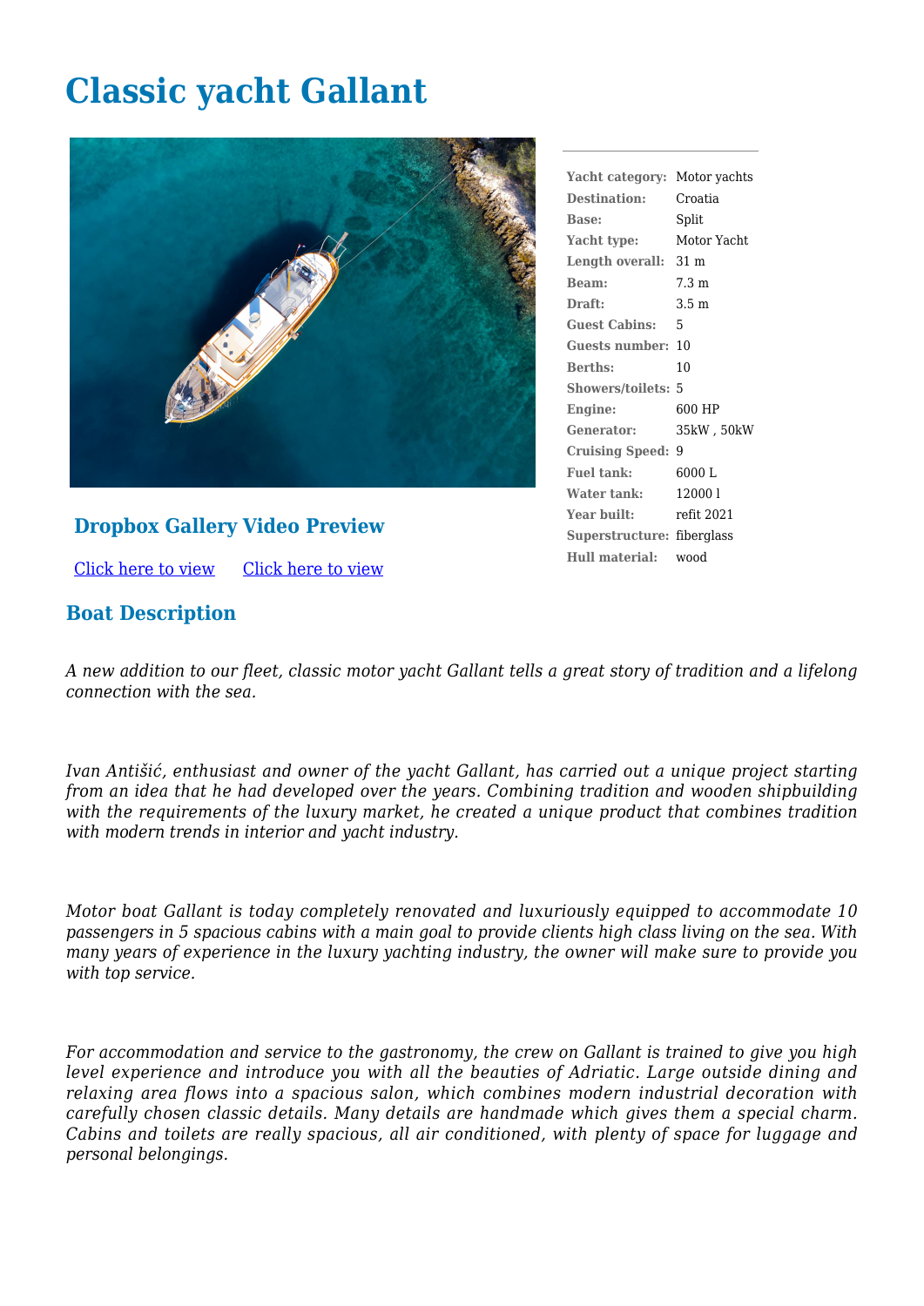# Classic yacht Gallant

| | |
|---|---|
| **Yacht category:** | Motor yachts |
| **Destination:** | Croatia |
| **Base:** | Split |
| **Yacht type:** | Motor Yacht |
| **Length overall:** | 31 m |
| **Beam:** | 7.3 m |
| **Draft:** | 3.5 m |
| **Guest Cabins:** | 5 |
| **Guests number:** | 10 |
| **Berths:** | 10 |
| **Showers/toilets:** | 5 |
| **Engine:** | 600 HP |
| **Generator:** | 35kW , 50kW |
| **Cruising Speed:** | 9 |
| **Fuel tank:** | 6000 L |
| **Water tank:** | 12000 l |
| **Year built:** | refit 2021 |
| **Superstructure:** | fiberglass |
| **Hull material:** | wood |

## Dropbox Gallery Video Preview

Click here to view     Click here to view

## Boat Description

*A new addition to our fleet, classic motor yacht Gallant tells a great story of tradition and a lifelong connection with the sea.*

*Ivan Antišić, enthusiast and owner of the yacht Gallant, has carried out a unique project starting from an idea that he had developed over the years. Combining tradition and wooden shipbuilding with the requirements of the luxury market, he created a unique product that combines tradition with modern trends in interior and yacht industry.*

*Motor boat Gallant is today completely renovated and luxuriously equipped to accommodate 10 passengers in 5 spacious cabins with a main goal to provide clients high class living on the sea. With many years of experience in the luxury yachting industry, the owner will make sure to provide you with top service.*

*For accommodation and service to the gastronomy, the crew on Gallant is trained to give you high level experience and introduce you with all the beauties of Adriatic. Large outside dining and relaxing area flows into a spacious salon, which combines modern industrial decoration with carefully chosen classic details. Many details are handmade which gives them a special charm. Cabins and toilets are really spacious, all air conditioned, with plenty of space for luggage and personal belongings.*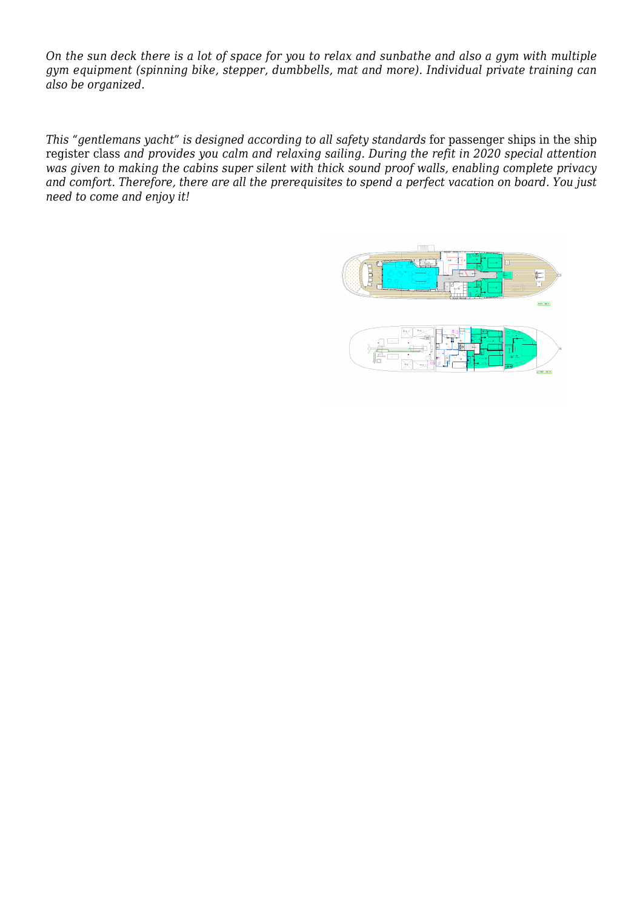*On the sun deck there is a lot of space for you to relax and sunbathe and also a gym with multiple gym equipment (spinning bike, stepper, dumbbells, mat and more). Individual private training can also be organized.*

*This "gentlemans yacht" is designed according to all safety standards* for passenger ships in the ship register class *and provides you calm and relaxing sailing. During the refit in 2020 special attention was given to making the cabins super silent with thick sound proof walls, enabling complete privacy and comfort. Therefore, there are all the prerequisites to spend a perfect vacation on board. You just need to come and enjoy it!*